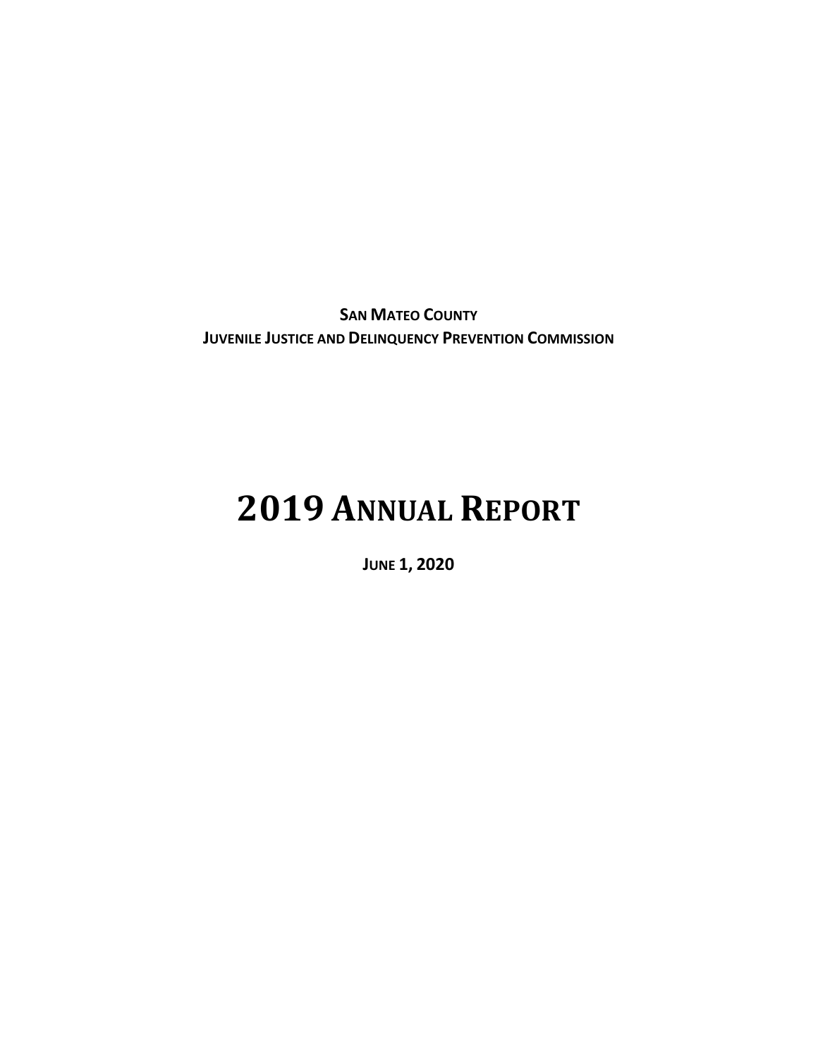**SAN MATEO COUNTY**

**JUVENILE JUSTICE AND DELINQUENCY PREVENTION COMMISSION**

# 2019 ANNUAL REPORT

**JUNE 1, 2020**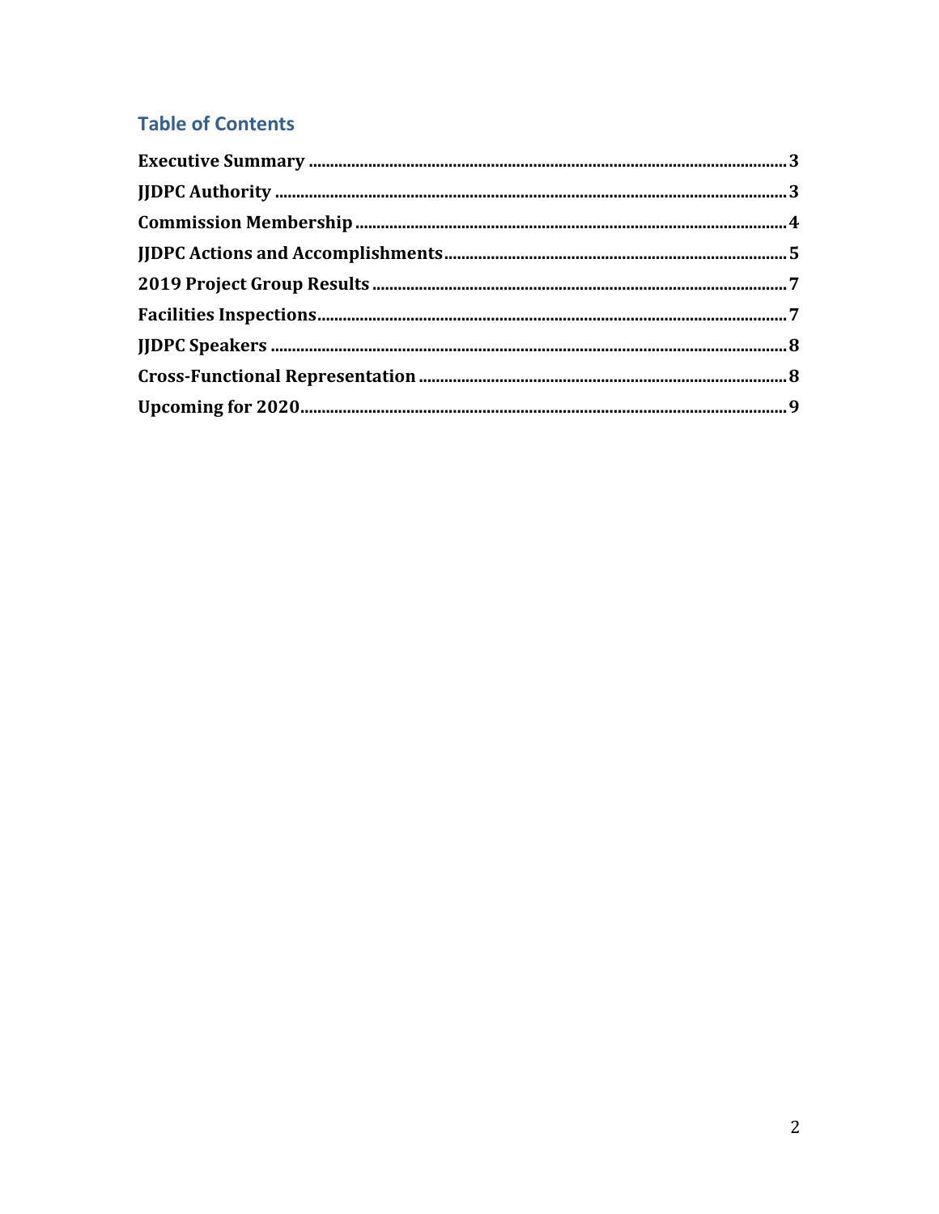## Table of Contents

**Executive Summary** ............................................................ 3

**JJDPC Authority** ............................................................ 3

**Commission Membership** ............................................................ 4

**JJDPC Actions and Accomplishments** ............................................................ 5

**2019 Project Group Results** ............................................................ 7

**Facilities Inspections** ............................................................ 7

**JJDPC Speakers** ............................................................ 8

**Cross-Functional Representation** ............................................................ 8

**Upcoming for 2020** ............................................................ 9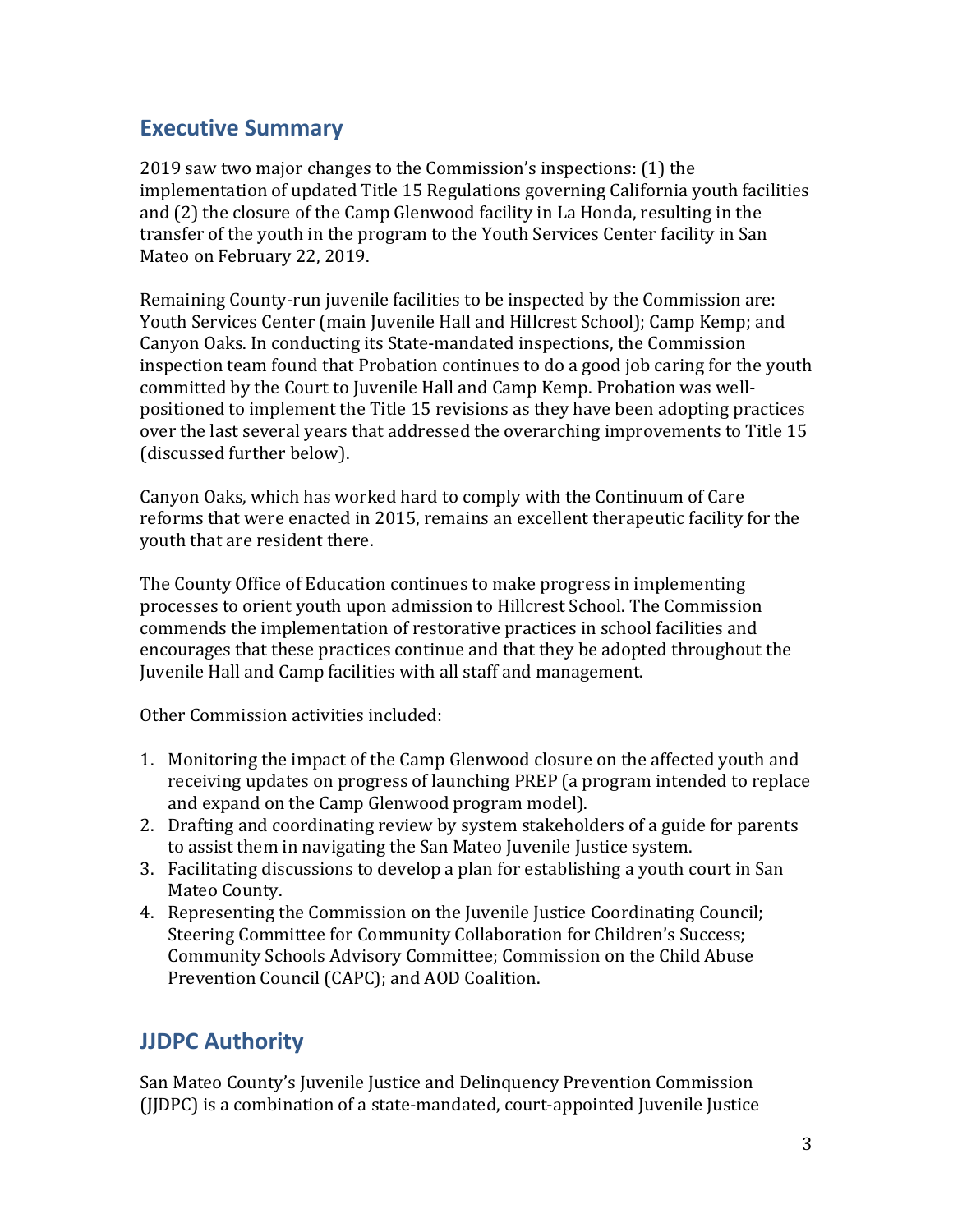## Executive Summary

2019 saw two major changes to the Commission's inspections: (1) the implementation of updated Title 15 Regulations governing California youth facilities and (2) the closure of the Camp Glenwood facility in La Honda, resulting in the transfer of the youth in the program to the Youth Services Center facility in San Mateo on February 22, 2019.

Remaining County-run juvenile facilities to be inspected by the Commission are: Youth Services Center (main Juvenile Hall and Hillcrest School); Camp Kemp; and Canyon Oaks. In conducting its State-mandated inspections, the Commission inspection team found that Probation continues to do a good job caring for the youth committed by the Court to Juvenile Hall and Camp Kemp. Probation was well-positioned to implement the Title 15 revisions as they have been adopting practices over the last several years that addressed the overarching improvements to Title 15 (discussed further below).

Canyon Oaks, which has worked hard to comply with the Continuum of Care reforms that were enacted in 2015, remains an excellent therapeutic facility for the youth that are resident there.

The County Office of Education continues to make progress in implementing processes to orient youth upon admission to Hillcrest School. The Commission commends the implementation of restorative practices in school facilities and encourages that these practices continue and that they be adopted throughout the Juvenile Hall and Camp facilities with all staff and management.

Other Commission activities included:

1. Monitoring the impact of the Camp Glenwood closure on the affected youth and receiving updates on progress of launching PREP (a program intended to replace and expand on the Camp Glenwood program model).
2. Drafting and coordinating review by system stakeholders of a guide for parents to assist them in navigating the San Mateo Juvenile Justice system.
3. Facilitating discussions to develop a plan for establishing a youth court in San Mateo County.
4. Representing the Commission on the Juvenile Justice Coordinating Council; Steering Committee for Community Collaboration for Children's Success; Community Schools Advisory Committee; Commission on the Child Abuse Prevention Council (CAPC); and AOD Coalition.

## JJDPC Authority

San Mateo County's Juvenile Justice and Delinquency Prevention Commission (JJDPC) is a combination of a state-mandated, court-appointed Juvenile Justice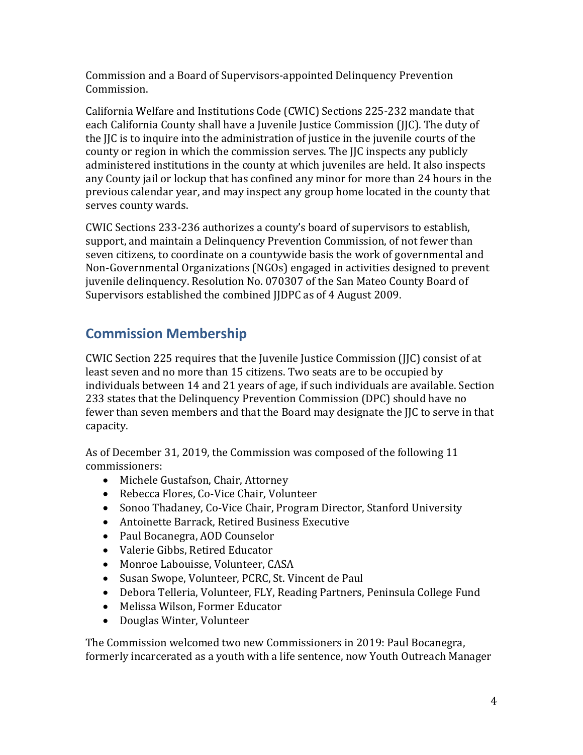Commission and a Board of Supervisors-appointed Delinquency Prevention Commission.

California Welfare and Institutions Code (CWIC) Sections 225-232 mandate that each California County shall have a Juvenile Justice Commission (JJC). The duty of the JJC is to inquire into the administration of justice in the juvenile courts of the county or region in which the commission serves. The JJC inspects any publicly administered institutions in the county at which juveniles are held. It also inspects any County jail or lockup that has confined any minor for more than 24 hours in the previous calendar year, and may inspect any group home located in the county that serves county wards.

CWIC Sections 233-236 authorizes a county's board of supervisors to establish, support, and maintain a Delinquency Prevention Commission, of not fewer than seven citizens, to coordinate on a countywide basis the work of governmental and Non-Governmental Organizations (NGOs) engaged in activities designed to prevent juvenile delinquency. Resolution No. 070307 of the San Mateo County Board of Supervisors established the combined JJDPC as of 4 August 2009.

## Commission Membership

CWIC Section 225 requires that the Juvenile Justice Commission (JJC) consist of at least seven and no more than 15 citizens. Two seats are to be occupied by individuals between 14 and 21 years of age, if such individuals are available. Section 233 states that the Delinquency Prevention Commission (DPC) should have no fewer than seven members and that the Board may designate the JJC to serve in that capacity.

As of December 31, 2019, the Commission was composed of the following 11 commissioners:

- Michele Gustafson, Chair, Attorney
- Rebecca Flores, Co-Vice Chair, Volunteer
- Sonoo Thadaney, Co-Vice Chair, Program Director, Stanford University
- Antoinette Barrack, Retired Business Executive
- Paul Bocanegra, AOD Counselor
- Valerie Gibbs, Retired Educator
- Monroe Labouisse, Volunteer, CASA
- Susan Swope, Volunteer, PCRC, St. Vincent de Paul
- Debora Telleria, Volunteer, FLY, Reading Partners, Peninsula College Fund
- Melissa Wilson, Former Educator
- Douglas Winter, Volunteer

The Commission welcomed two new Commissioners in 2019: Paul Bocanegra, formerly incarcerated as a youth with a life sentence, now Youth Outreach Manager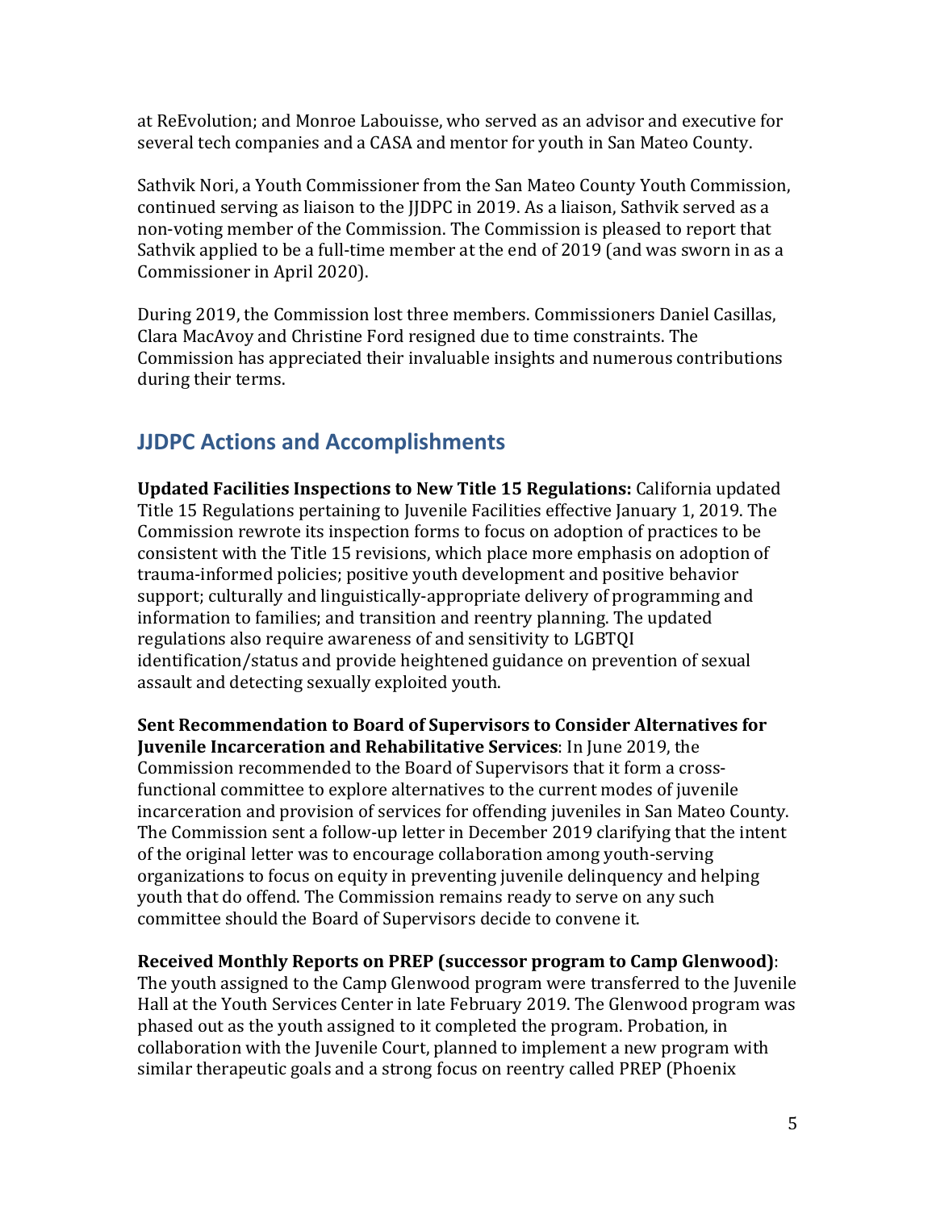at ReEvolution; and Monroe Labouisse, who served as an advisor and executive for several tech companies and a CASA and mentor for youth in San Mateo County.

Sathvik Nori, a Youth Commissioner from the San Mateo County Youth Commission, continued serving as liaison to the JJDPC in 2019. As a liaison, Sathvik served as a non-voting member of the Commission. The Commission is pleased to report that Sathvik applied to be a full-time member at the end of 2019 (and was sworn in as a Commissioner in April 2020).

During 2019, the Commission lost three members. Commissioners Daniel Casillas, Clara MacAvoy and Christine Ford resigned due to time constraints. The Commission has appreciated their invaluable insights and numerous contributions during their terms.

## JJDPC Actions and Accomplishments

**Updated Facilities Inspections to New Title 15 Regulations:** California updated Title 15 Regulations pertaining to Juvenile Facilities effective January 1, 2019. The Commission rewrote its inspection forms to focus on adoption of practices to be consistent with the Title 15 revisions, which place more emphasis on adoption of trauma-informed policies; positive youth development and positive behavior support; culturally and linguistically-appropriate delivery of programming and information to families; and transition and reentry planning. The updated regulations also require awareness of and sensitivity to LGBTQI identification/status and provide heightened guidance on prevention of sexual assault and detecting sexually exploited youth.

**Sent Recommendation to Board of Supervisors to Consider Alternatives for Juvenile Incarceration and Rehabilitative Services**: In June 2019, the Commission recommended to the Board of Supervisors that it form a cross-functional committee to explore alternatives to the current modes of juvenile incarceration and provision of services for offending juveniles in San Mateo County. The Commission sent a follow-up letter in December 2019 clarifying that the intent of the original letter was to encourage collaboration among youth-serving organizations to focus on equity in preventing juvenile delinquency and helping youth that do offend. The Commission remains ready to serve on any such committee should the Board of Supervisors decide to convene it.

**Received Monthly Reports on PREP (successor program to Camp Glenwood)**: The youth assigned to the Camp Glenwood program were transferred to the Juvenile Hall at the Youth Services Center in late February 2019. The Glenwood program was phased out as the youth assigned to it completed the program. Probation, in collaboration with the Juvenile Court, planned to implement a new program with similar therapeutic goals and a strong focus on reentry called PREP (Phoenix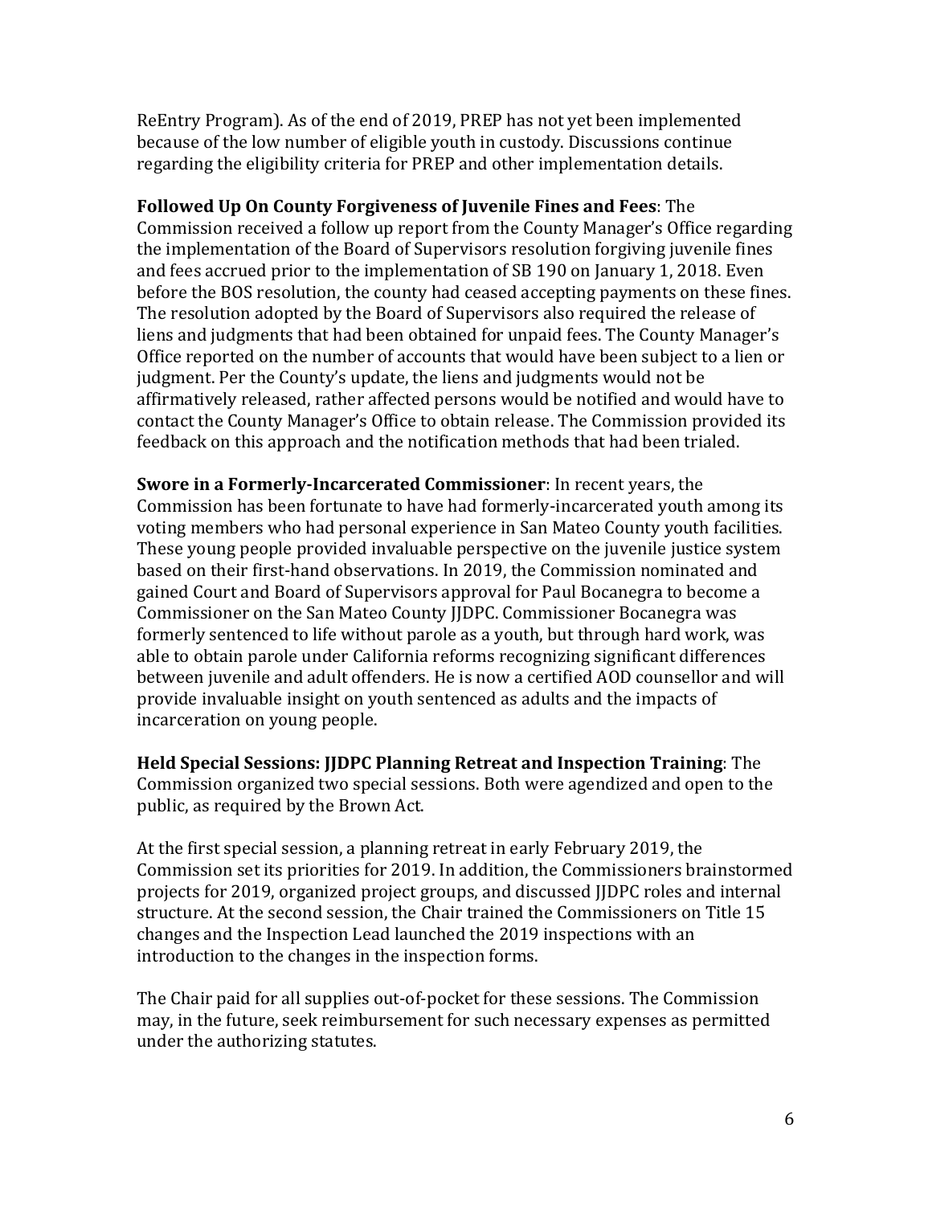ReEntry Program). As of the end of 2019, PREP has not yet been implemented because of the low number of eligible youth in custody. Discussions continue regarding the eligibility criteria for PREP and other implementation details.

**Followed Up On County Forgiveness of Juvenile Fines and Fees**: The Commission received a follow up report from the County Manager's Office regarding the implementation of the Board of Supervisors resolution forgiving juvenile fines and fees accrued prior to the implementation of SB 190 on January 1, 2018. Even before the BOS resolution, the county had ceased accepting payments on these fines. The resolution adopted by the Board of Supervisors also required the release of liens and judgments that had been obtained for unpaid fees. The County Manager's Office reported on the number of accounts that would have been subject to a lien or judgment. Per the County's update, the liens and judgments would not be affirmatively released, rather affected persons would be notified and would have to contact the County Manager's Office to obtain release. The Commission provided its feedback on this approach and the notification methods that had been trialed.

**Swore in a Formerly-Incarcerated Commissioner**: In recent years, the Commission has been fortunate to have had formerly-incarcerated youth among its voting members who had personal experience in San Mateo County youth facilities. These young people provided invaluable perspective on the juvenile justice system based on their first-hand observations. In 2019, the Commission nominated and gained Court and Board of Supervisors approval for Paul Bocanegra to become a Commissioner on the San Mateo County JJDPC. Commissioner Bocanegra was formerly sentenced to life without parole as a youth, but through hard work, was able to obtain parole under California reforms recognizing significant differences between juvenile and adult offenders. He is now a certified AOD counsellor and will provide invaluable insight on youth sentenced as adults and the impacts of incarceration on young people.

**Held Special Sessions: JJDPC Planning Retreat and Inspection Training**: The Commission organized two special sessions. Both were agendized and open to the public, as required by the Brown Act.

At the first special session, a planning retreat in early February 2019, the Commission set its priorities for 2019. In addition, the Commissioners brainstormed projects for 2019, organized project groups, and discussed JJDPC roles and internal structure. At the second session, the Chair trained the Commissioners on Title 15 changes and the Inspection Lead launched the 2019 inspections with an introduction to the changes in the inspection forms.

The Chair paid for all supplies out-of-pocket for these sessions. The Commission may, in the future, seek reimbursement for such necessary expenses as permitted under the authorizing statutes.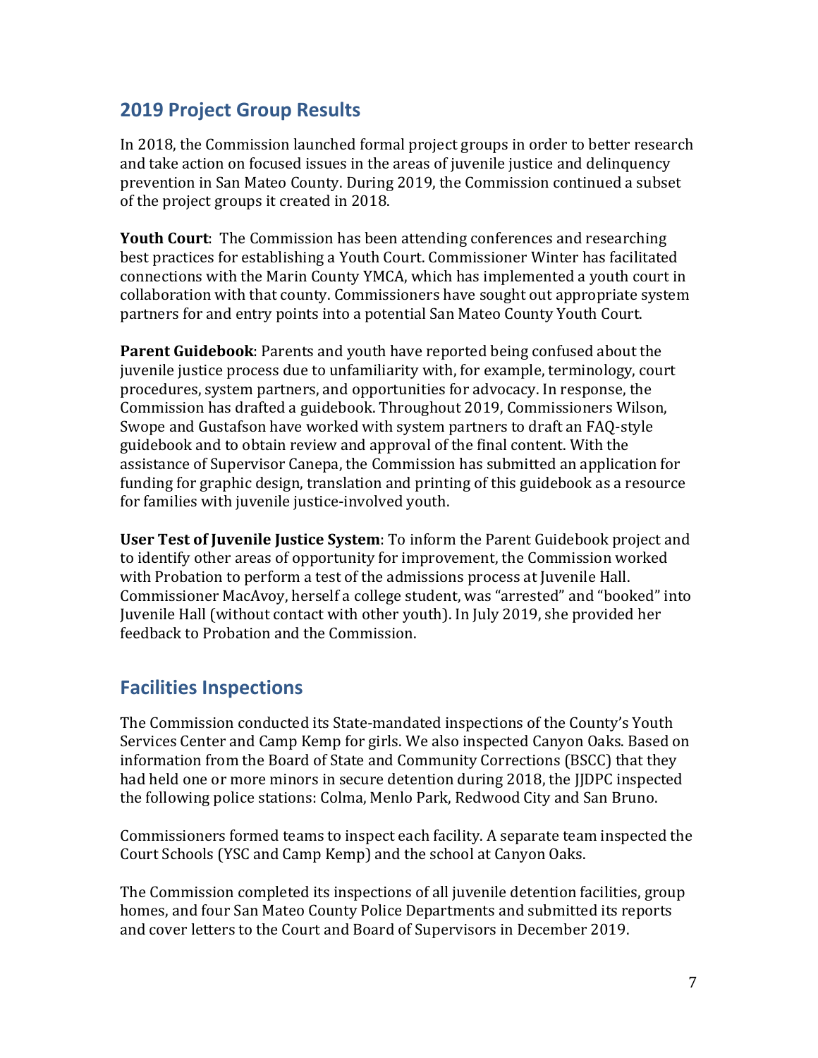## 2019 Project Group Results

In 2018, the Commission launched formal project groups in order to better research and take action on focused issues in the areas of juvenile justice and delinquency prevention in San Mateo County. During 2019, the Commission continued a subset of the project groups it created in 2018.

**Youth Court**: The Commission has been attending conferences and researching best practices for establishing a Youth Court. Commissioner Winter has facilitated connections with the Marin County YMCA, which has implemented a youth court in collaboration with that county. Commissioners have sought out appropriate system partners for and entry points into a potential San Mateo County Youth Court.

**Parent Guidebook**: Parents and youth have reported being confused about the juvenile justice process due to unfamiliarity with, for example, terminology, court procedures, system partners, and opportunities for advocacy. In response, the Commission has drafted a guidebook. Throughout 2019, Commissioners Wilson, Swope and Gustafson have worked with system partners to draft an FAQ-style guidebook and to obtain review and approval of the final content. With the assistance of Supervisor Canepa, the Commission has submitted an application for funding for graphic design, translation and printing of this guidebook as a resource for families with juvenile justice-involved youth.

**User Test of Juvenile Justice System**: To inform the Parent Guidebook project and to identify other areas of opportunity for improvement, the Commission worked with Probation to perform a test of the admissions process at Juvenile Hall. Commissioner MacAvoy, herself a college student, was "arrested" and "booked" into Juvenile Hall (without contact with other youth). In July 2019, she provided her feedback to Probation and the Commission.

## Facilities Inspections

The Commission conducted its State-mandated inspections of the County's Youth Services Center and Camp Kemp for girls. We also inspected Canyon Oaks. Based on information from the Board of State and Community Corrections (BSCC) that they had held one or more minors in secure detention during 2018, the JJDPC inspected the following police stations: Colma, Menlo Park, Redwood City and San Bruno.

Commissioners formed teams to inspect each facility. A separate team inspected the Court Schools (YSC and Camp Kemp) and the school at Canyon Oaks.

The Commission completed its inspections of all juvenile detention facilities, group homes, and four San Mateo County Police Departments and submitted its reports and cover letters to the Court and Board of Supervisors in December 2019.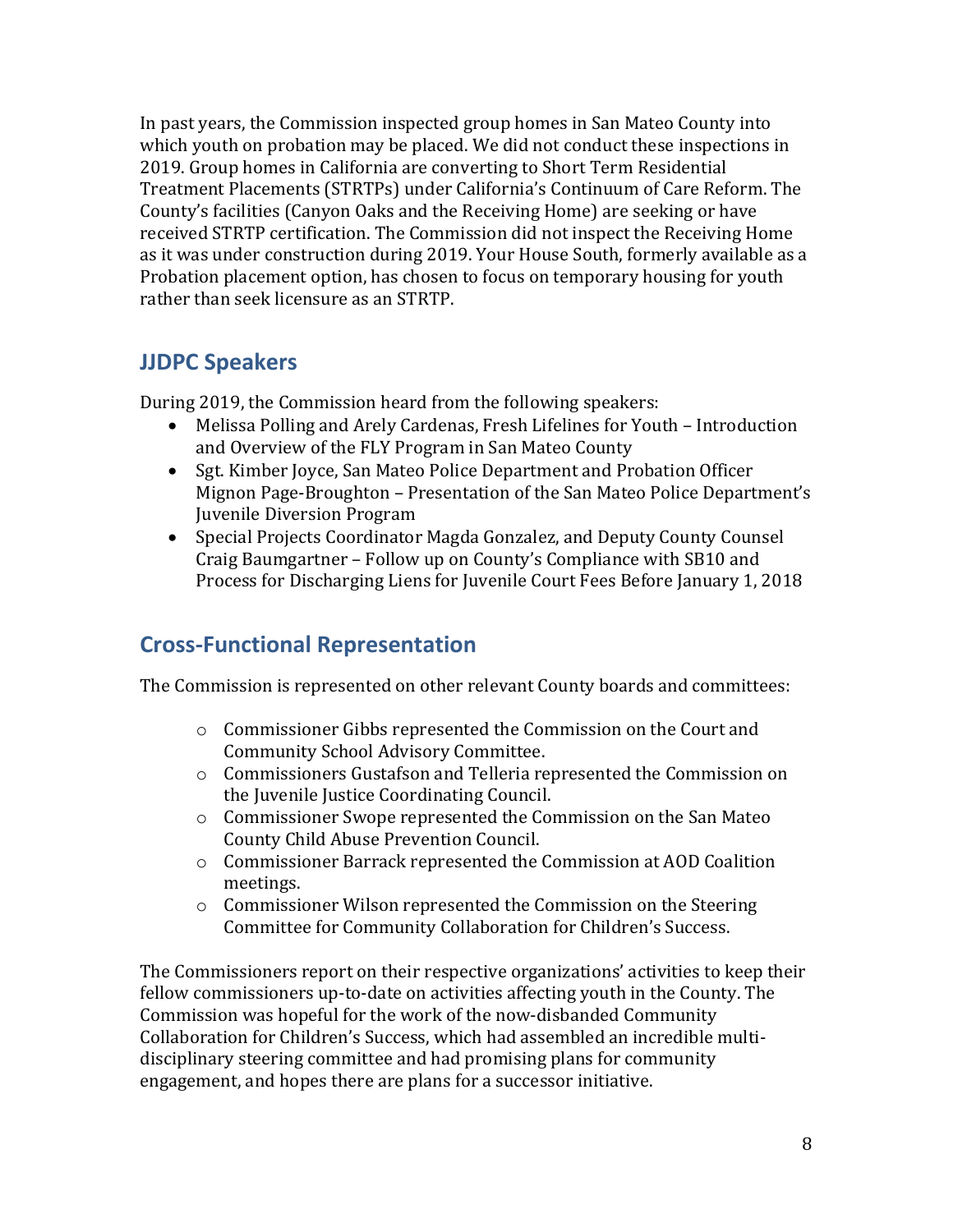In past years, the Commission inspected group homes in San Mateo County into which youth on probation may be placed. We did not conduct these inspections in 2019. Group homes in California are converting to Short Term Residential Treatment Placements (STRTPs) under California's Continuum of Care Reform. The County's facilities (Canyon Oaks and the Receiving Home) are seeking or have received STRTP certification. The Commission did not inspect the Receiving Home as it was under construction during 2019. Your House South, formerly available as a Probation placement option, has chosen to focus on temporary housing for youth rather than seek licensure as an STRTP.

## JJDPC Speakers

During 2019, the Commission heard from the following speakers:

- Melissa Polling and Arely Cardenas, Fresh Lifelines for Youth – Introduction and Overview of the FLY Program in San Mateo County
- Sgt. Kimber Joyce, San Mateo Police Department and Probation Officer Mignon Page-Broughton – Presentation of the San Mateo Police Department's Juvenile Diversion Program
- Special Projects Coordinator Magda Gonzalez, and Deputy County Counsel Craig Baumgartner – Follow up on County's Compliance with SB10 and Process for Discharging Liens for Juvenile Court Fees Before January 1, 2018

## Cross-Functional Representation

The Commission is represented on other relevant County boards and committees:

- Commissioner Gibbs represented the Commission on the Court and Community School Advisory Committee.
- Commissioners Gustafson and Telleria represented the Commission on the Juvenile Justice Coordinating Council.
- Commissioner Swope represented the Commission on the San Mateo County Child Abuse Prevention Council.
- Commissioner Barrack represented the Commission at AOD Coalition meetings.
- Commissioner Wilson represented the Commission on the Steering Committee for Community Collaboration for Children's Success.

The Commissioners report on their respective organizations' activities to keep their fellow commissioners up-to-date on activities affecting youth in the County. The Commission was hopeful for the work of the now-disbanded Community Collaboration for Children's Success, which had assembled an incredible multi-disciplinary steering committee and had promising plans for community engagement, and hopes there are plans for a successor initiative.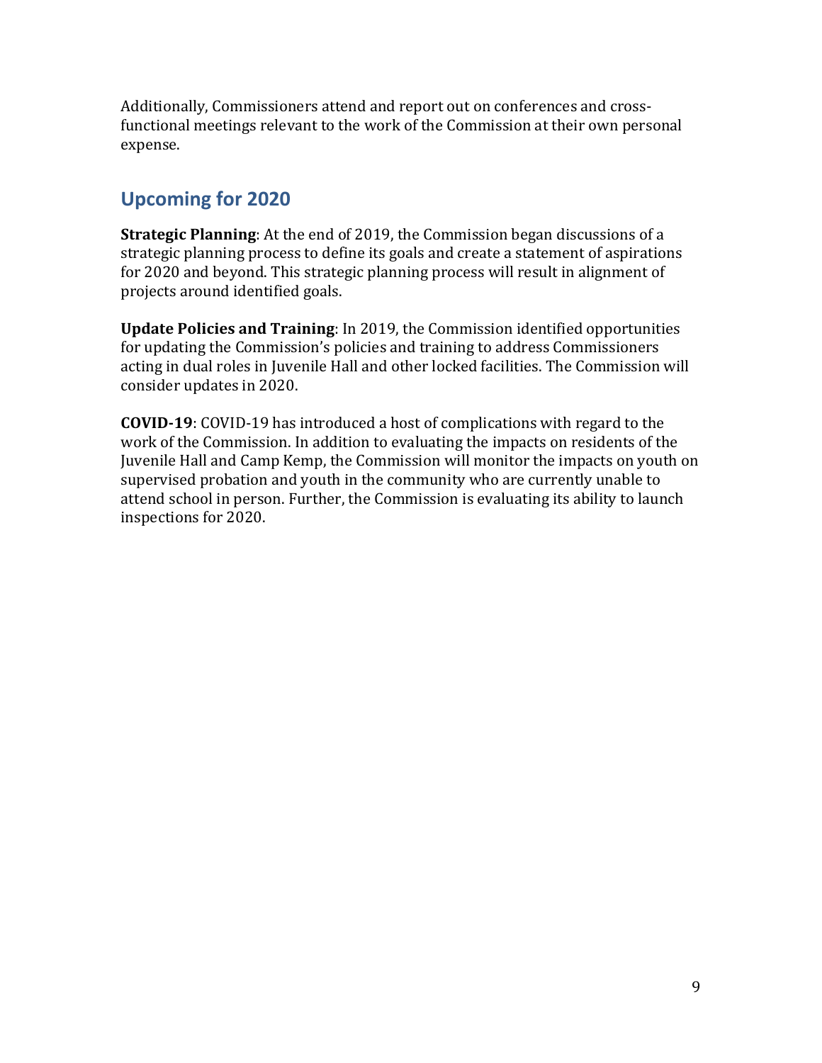Additionally, Commissioners attend and report out on conferences and cross-functional meetings relevant to the work of the Commission at their own personal expense.

## Upcoming for 2020

**Strategic Planning**: At the end of 2019, the Commission began discussions of a strategic planning process to define its goals and create a statement of aspirations for 2020 and beyond. This strategic planning process will result in alignment of projects around identified goals.

**Update Policies and Training**: In 2019, the Commission identified opportunities for updating the Commission's policies and training to address Commissioners acting in dual roles in Juvenile Hall and other locked facilities. The Commission will consider updates in 2020.

**COVID-19**: COVID-19 has introduced a host of complications with regard to the work of the Commission. In addition to evaluating the impacts on residents of the Juvenile Hall and Camp Kemp, the Commission will monitor the impacts on youth on supervised probation and youth in the community who are currently unable to attend school in person. Further, the Commission is evaluating its ability to launch inspections for 2020.